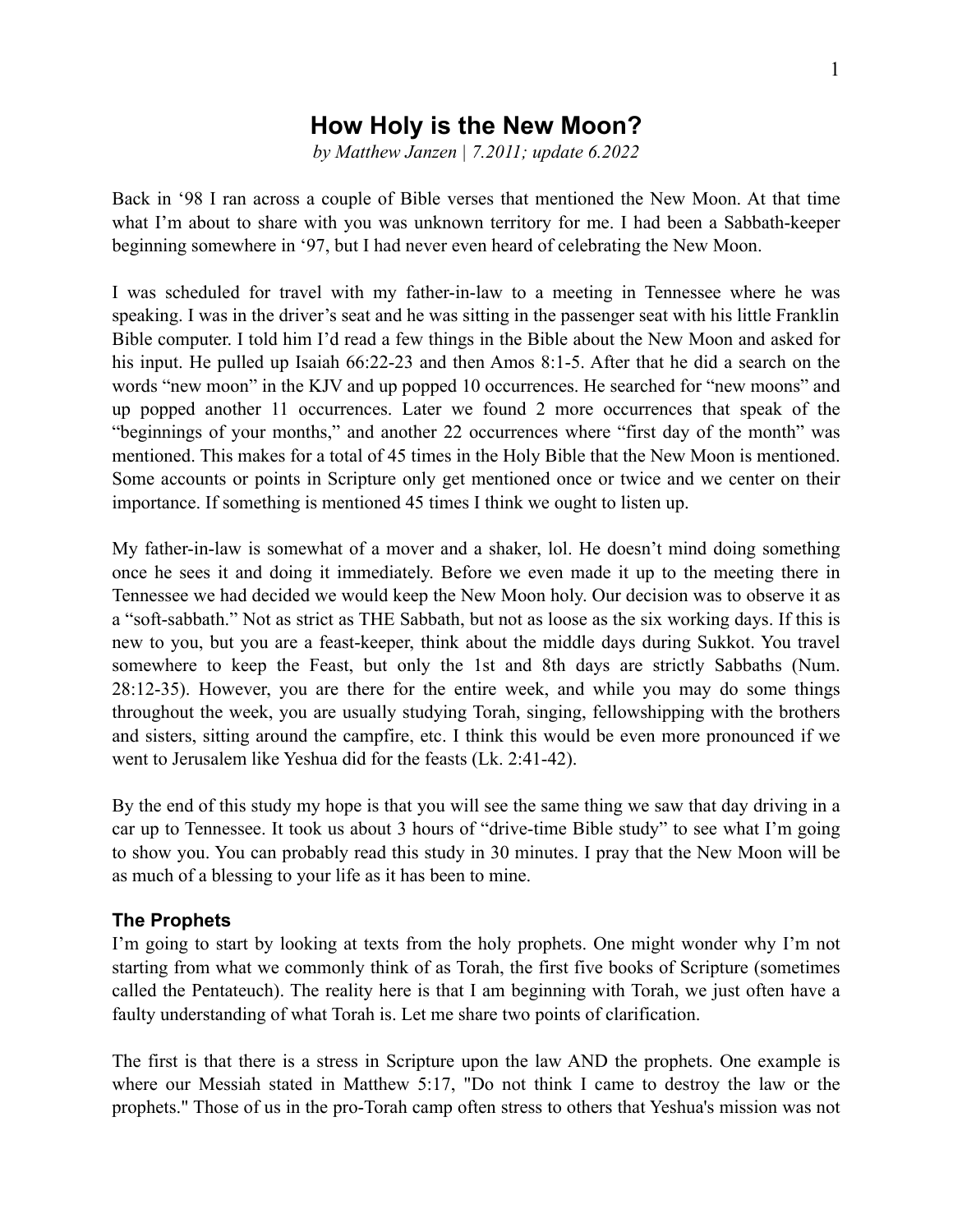# How Holy is the New Moon?

*by Matthew Janzen | 7.2011; update 6.2022*

Back in '98 I ran across a couple of Bible verses that mentioned the New Moon. At that time what I'm about to share with you was unknown territory for me. I had been a Sabbath-keeper beginning somewhere in '97, but I had never even heard of celebrating the New Moon.

I was scheduled for travel with my father-in-law to a meeting in Tennessee where he was speaking. I was in the driver's seat and he was sitting in the passenger seat with his little Franklin Bible computer. I told him I'd read a few things in the Bible about the New Moon and asked for his input. He pulled up Isaiah 66:22-23 and then Amos 8:1-5. After that he did a search on the words "new moon" in the KJV and up popped 10 occurrences. He searched for "new moons" and up popped another 11 occurrences. Later we found 2 more occurrences that speak of the "beginnings of your months," and another 22 occurrences where "first day of the month" was mentioned. This makes for a total of 45 times in the Holy Bible that the New Moon is mentioned. Some accounts or points in Scripture only get mentioned once or twice and we center on their importance. If something is mentioned 45 times I think we ought to listen up.

My father-in-law is somewhat of a mover and a shaker, lol. He doesn't mind doing something once he sees it and doing it immediately. Before we even made it up to the meeting there in Tennessee we had decided we would keep the New Moon holy. Our decision was to observe it as a "soft-sabbath." Not as strict as THE Sabbath, but not as loose as the six working days. If this is new to you, but you are a feast-keeper, think about the middle days during Sukkot. You travel somewhere to keep the Feast, but only the 1st and 8th days are strictly Sabbaths (Num. 28:12-35). However, you are there for the entire week, and while you may do some things throughout the week, you are usually studying Torah, singing, fellowshipping with the brothers and sisters, sitting around the campfire, etc. I think this would be even more pronounced if we went to Jerusalem like Yeshua did for the feasts (Lk. 2:41-42).

By the end of this study my hope is that you will see the same thing we saw that day driving in a car up to Tennessee. It took us about 3 hours of "drive-time Bible study" to see what I'm going to show you. You can probably read this study in 30 minutes. I pray that the New Moon will be as much of a blessing to your life as it has been to mine.

### The Prophets

I'm going to start by looking at texts from the holy prophets. One might wonder why I'm not starting from what we commonly think of as Torah, the first five books of Scripture (sometimes called the Pentateuch). The reality here is that I am beginning with Torah, we just often have a faulty understanding of what Torah is. Let me share two points of clarification.

The first is that there is a stress in Scripture upon the law AND the prophets. One example is where our Messiah stated in Matthew 5:17, "Do not think I came to destroy the law or the prophets." Those of us in the pro-Torah camp often stress to others that Yeshua's mission was not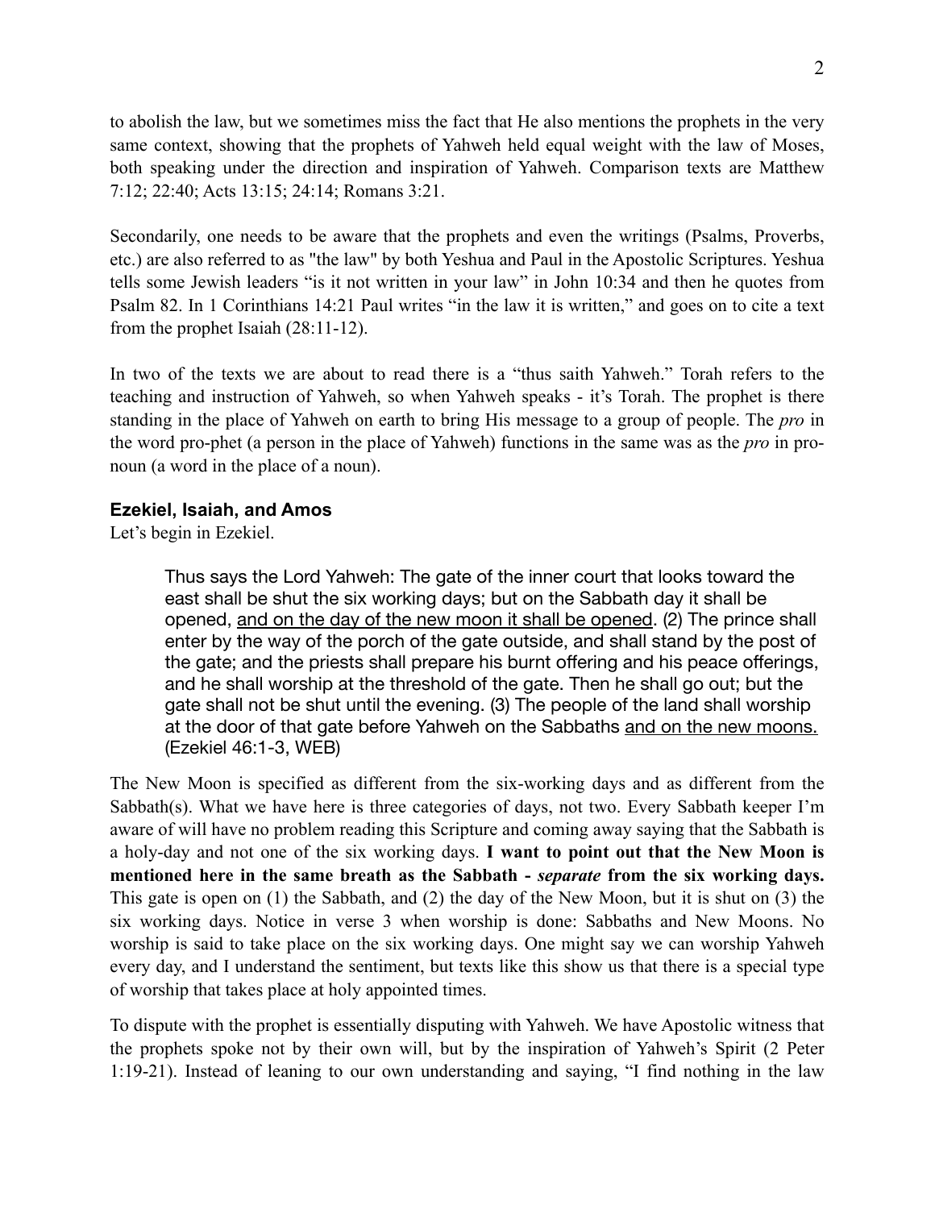to abolish the law, but we sometimes miss the fact that He also mentions the prophets in the very same context, showing that the prophets of Yahweh held equal weight with the law of Moses, both speaking under the direction and inspiration of Yahweh. Comparison texts are Matthew 7:12; 22:40; Acts 13:15; 24:14; Romans 3:21.

Secondarily, one needs to be aware that the prophets and even the writings (Psalms, Proverbs, etc.) are also referred to as "the law" by both Yeshua and Paul in the Apostolic Scriptures. Yeshua tells some Jewish leaders "is it not written in your law" in John 10:34 and then he quotes from Psalm 82. In 1 Corinthians 14:21 Paul writes "in the law it is written," and goes on to cite a text from the prophet Isaiah (28:11-12).

In two of the texts we are about to read there is a "thus saith Yahweh." Torah refers to the teaching and instruction of Yahweh, so when Yahweh speaks - it's Torah. The prophet is there standing in the place of Yahweh on earth to bring His message to a group of people. The *pro* in the word pro-phet (a person in the place of Yahweh) functions in the same was as the *pro* in pro-noun (a word in the place of a noun).

### Ezekiel, Isaiah, and Amos

Let's begin in Ezekiel.

> Thus says the Lord Yahweh: The gate of the inner court that looks toward the east shall be shut the six working days; but on the Sabbath day it shall be opened, <u>and on the day of the new moon it shall be opened</u>. (2) The prince shall enter by the way of the porch of the gate outside, and shall stand by the post of the gate; and the priests shall prepare his burnt offering and his peace offerings, and he shall worship at the threshold of the gate. Then he shall go out; but the gate shall not be shut until the evening. (3) The people of the land shall worship at the door of that gate before Yahweh on the Sabbaths <u>and on the new moons.</u> (Ezekiel 46:1-3, WEB)

The New Moon is specified as different from the six-working days and as different from the Sabbath(s). What we have here is three categories of days, not two. Every Sabbath keeper I'm aware of will have no problem reading this Scripture and coming away saying that the Sabbath is a holy-day and not one of the six working days. **I want to point out that the New Moon is mentioned here in the same breath as the Sabbath - *separate* from the six working days.** This gate is open on (1) the Sabbath, and (2) the day of the New Moon, but it is shut on (3) the six working days. Notice in verse 3 when worship is done: Sabbaths and New Moons. No worship is said to take place on the six working days. One might say we can worship Yahweh every day, and I understand the sentiment, but texts like this show us that there is a special type of worship that takes place at holy appointed times.

To dispute with the prophet is essentially disputing with Yahweh. We have Apostolic witness that the prophets spoke not by their own will, but by the inspiration of Yahweh's Spirit (2 Peter 1:19-21). Instead of leaning to our own understanding and saying, "I find nothing in the law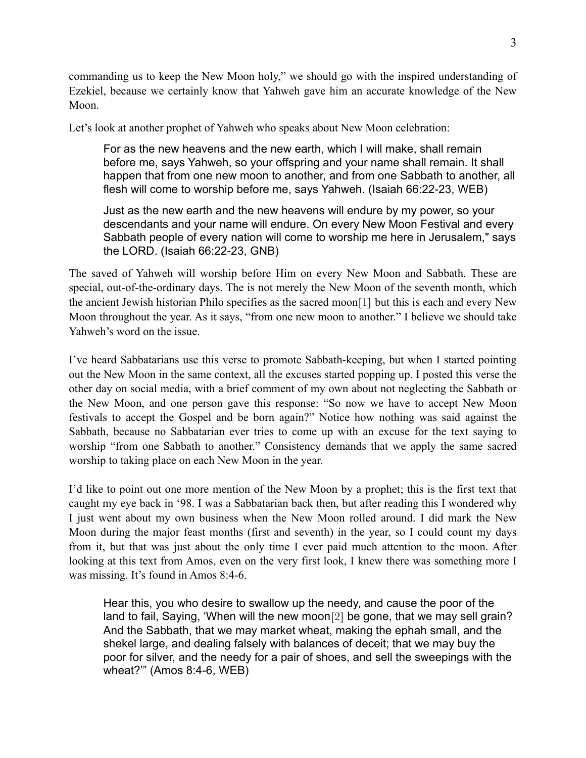commanding us to keep the New Moon holy," we should go with the inspired understanding of Ezekiel, because we certainly know that Yahweh gave him an accurate knowledge of the New Moon.

Let's look at another prophet of Yahweh who speaks about New Moon celebration:

> For as the new heavens and the new earth, which I will make, shall remain before me, says Yahweh, so your offspring and your name shall remain. It shall happen that from one new moon to another, and from one Sabbath to another, all flesh will come to worship before me, says Yahweh. (Isaiah 66:22-23, WEB)
>
> Just as the new earth and the new heavens will endure by my power, so your descendants and your name will endure. On every New Moon Festival and every Sabbath people of every nation will come to worship me here in Jerusalem," says the LORD. (Isaiah 66:22-23, GNB)

The saved of Yahweh will worship before Him on every New Moon and Sabbath. These are special, out-of-the-ordinary days. The is not merely the New Moon of the seventh month, which the ancient Jewish historian Philo specifies as the sacred moon[1] but this is each and every New Moon throughout the year. As it says, "from one new moon to another." I believe we should take Yahweh's word on the issue.

I've heard Sabbatarians use this verse to promote Sabbath-keeping, but when I started pointing out the New Moon in the same context, all the excuses started popping up. I posted this verse the other day on social media, with a brief comment of my own about not neglecting the Sabbath or the New Moon, and one person gave this response: "So now we have to accept New Moon festivals to accept the Gospel and be born again?" Notice how nothing was said against the Sabbath, because no Sabbatarian ever tries to come up with an excuse for the text saying to worship "from one Sabbath to another." Consistency demands that we apply the same sacred worship to taking place on each New Moon in the year.

I'd like to point out one more mention of the New Moon by a prophet; this is the first text that caught my eye back in '98. I was a Sabbatarian back then, but after reading this I wondered why I just went about my own business when the New Moon rolled around. I did mark the New Moon during the major feast months (first and seventh) in the year, so I could count my days from it, but that was just about the only time I ever paid much attention to the moon. After looking at this text from Amos, even on the very first look, I knew there was something more I was missing. It's found in Amos 8:4-6.

> Hear this, you who desire to swallow up the needy, and cause the poor of the land to fail, Saying, 'When will the new moon[2] be gone, that we may sell grain? And the Sabbath, that we may market wheat, making the ephah small, and the shekel large, and dealing falsely with balances of deceit; that we may buy the poor for silver, and the needy for a pair of shoes, and sell the sweepings with the wheat?'" (Amos 8:4-6, WEB)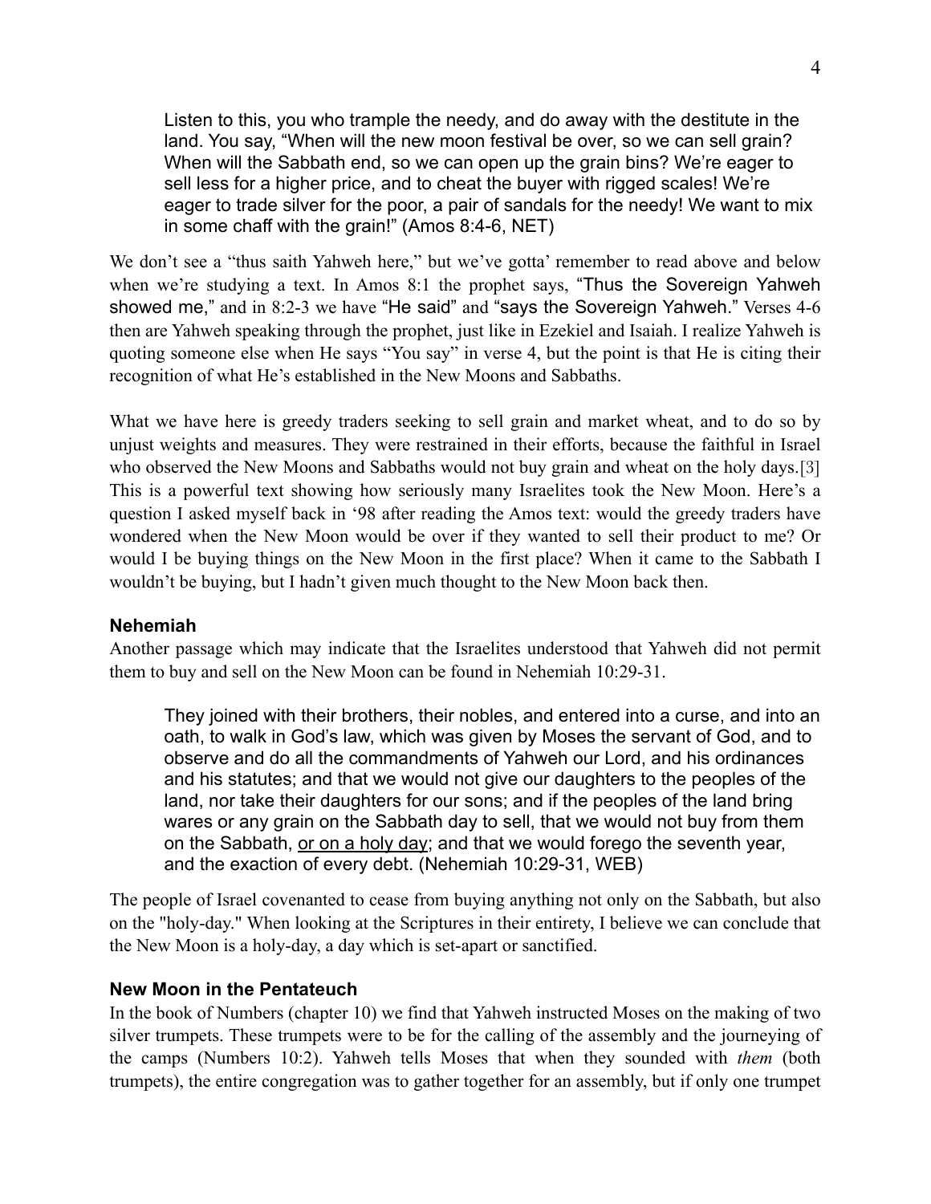> Listen to this, you who trample the needy, and do away with the destitute in the land. You say, "When will the new moon festival be over, so we can sell grain? When will the Sabbath end, so we can open up the grain bins? We're eager to sell less for a higher price, and to cheat the buyer with rigged scales! We're eager to trade silver for the poor, a pair of sandals for the needy! We want to mix in some chaff with the grain!" (Amos 8:4-6, NET)

We don't see a "thus saith Yahweh here," but we've gotta' remember to read above and below when we're studying a text. In Amos 8:1 the prophet says, "Thus the Sovereign Yahweh showed me," and in 8:2-3 we have "He said" and "says the Sovereign Yahweh." Verses 4-6 then are Yahweh speaking through the prophet, just like in Ezekiel and Isaiah. I realize Yahweh is quoting someone else when He says "You say" in verse 4, but the point is that He is citing their recognition of what He's established in the New Moons and Sabbaths.

What we have here is greedy traders seeking to sell grain and market wheat, and to do so by unjust weights and measures. They were restrained in their efforts, because the faithful in Israel who observed the New Moons and Sabbaths would not buy grain and wheat on the holy days.[3] This is a powerful text showing how seriously many Israelites took the New Moon. Here's a question I asked myself back in '98 after reading the Amos text: would the greedy traders have wondered when the New Moon would be over if they wanted to sell their product to me? Or would I be buying things on the New Moon in the first place? When it came to the Sabbath I wouldn't be buying, but I hadn't given much thought to the New Moon back then.

### Nehemiah

Another passage which may indicate that the Israelites understood that Yahweh did not permit them to buy and sell on the New Moon can be found in Nehemiah 10:29-31.

> They joined with their brothers, their nobles, and entered into a curse, and into an oath, to walk in God's law, which was given by Moses the servant of God, and to observe and do all the commandments of Yahweh our Lord, and his ordinances and his statutes; and that we would not give our daughters to the peoples of the land, nor take their daughters for our sons; and if the peoples of the land bring wares or any grain on the Sabbath day to sell, that we would not buy from them on the Sabbath, <u>or on a holy day</u>; and that we would forego the seventh year, and the exaction of every debt. (Nehemiah 10:29-31, WEB)

The people of Israel covenanted to cease from buying anything not only on the Sabbath, but also on the "holy-day." When looking at the Scriptures in their entirety, I believe we can conclude that the New Moon is a holy-day, a day which is set-apart or sanctified.

### New Moon in the Pentateuch

In the book of Numbers (chapter 10) we find that Yahweh instructed Moses on the making of two silver trumpets. These trumpets were to be for the calling of the assembly and the journeying of the camps (Numbers 10:2). Yahweh tells Moses that when they sounded with *them* (both trumpets), the entire congregation was to gather together for an assembly, but if only one trumpet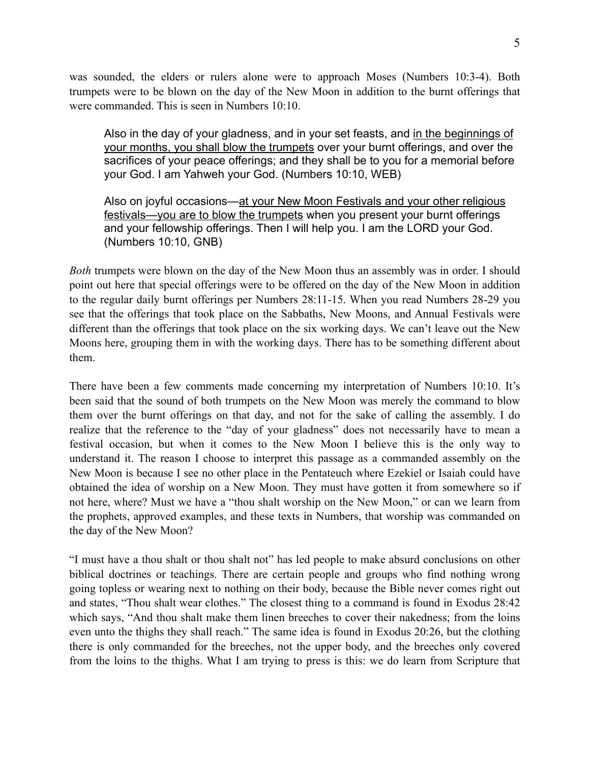was sounded, the elders or rulers alone were to approach Moses (Numbers 10:3-4). Both trumpets were to be blown on the day of the New Moon in addition to the burnt offerings that were commanded. This is seen in Numbers 10:10.

> Also in the day of your gladness, and in your set feasts, and <u>in the beginnings of your months, you shall blow the trumpets</u> over your burnt offerings, and over the sacrifices of your peace offerings; and they shall be to you for a memorial before your God. I am Yahweh your God. (Numbers 10:10, WEB)
>
> Also on joyful occasions—<u>at your New Moon Festivals and your other religious festivals—you are to blow the trumpets</u> when you present your burnt offerings and your fellowship offerings. Then I will help you. I am the LORD your God. (Numbers 10:10, GNB)

*Both* trumpets were blown on the day of the New Moon thus an assembly was in order. I should point out here that special offerings were to be offered on the day of the New Moon in addition to the regular daily burnt offerings per Numbers 28:11-15. When you read Numbers 28-29 you see that the offerings that took place on the Sabbaths, New Moons, and Annual Festivals were different than the offerings that took place on the six working days. We can't leave out the New Moons here, grouping them in with the working days. There has to be something different about them.

There have been a few comments made concerning my interpretation of Numbers 10:10. It's been said that the sound of both trumpets on the New Moon was merely the command to blow them over the burnt offerings on that day, and not for the sake of calling the assembly. I do realize that the reference to the "day of your gladness" does not necessarily have to mean a festival occasion, but when it comes to the New Moon I believe this is the only way to understand it. The reason I choose to interpret this passage as a commanded assembly on the New Moon is because I see no other place in the Pentateuch where Ezekiel or Isaiah could have obtained the idea of worship on a New Moon. They must have gotten it from somewhere so if not here, where? Must we have a "thou shalt worship on the New Moon," or can we learn from the prophets, approved examples, and these texts in Numbers, that worship was commanded on the day of the New Moon?

"I must have a thou shalt or thou shalt not" has led people to make absurd conclusions on other biblical doctrines or teachings. There are certain people and groups who find nothing wrong going topless or wearing next to nothing on their body, because the Bible never comes right out and states, "Thou shalt wear clothes." The closest thing to a command is found in Exodus 28:42 which says, "And thou shalt make them linen breeches to cover their nakedness; from the loins even unto the thighs they shall reach." The same idea is found in Exodus 20:26, but the clothing there is only commanded for the breeches, not the upper body, and the breeches only covered from the loins to the thighs. What I am trying to press is this: we do learn from Scripture that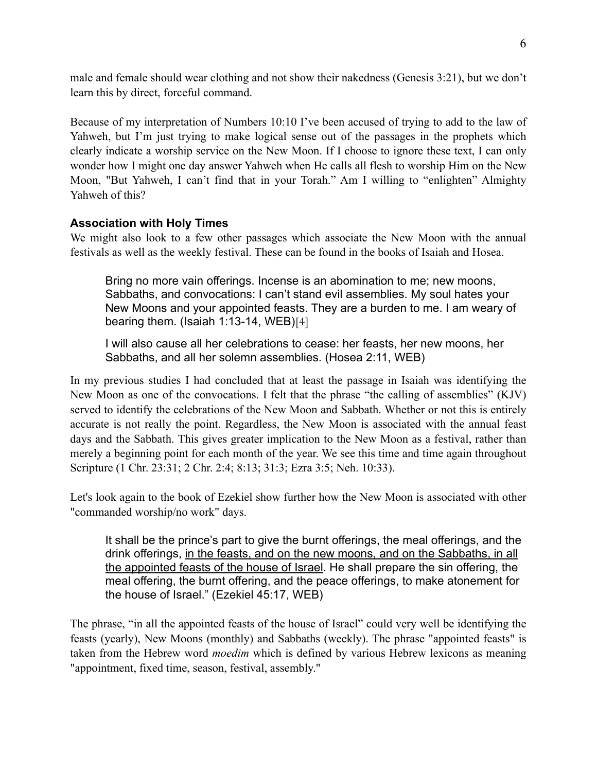male and female should wear clothing and not show their nakedness (Genesis 3:21), but we don't learn this by direct, forceful command.

Because of my interpretation of Numbers 10:10 I've been accused of trying to add to the law of Yahweh, but I'm just trying to make logical sense out of the passages in the prophets which clearly indicate a worship service on the New Moon. If I choose to ignore these text, I can only wonder how I might one day answer Yahweh when He calls all flesh to worship Him on the New Moon, "But Yahweh, I can't find that in your Torah." Am I willing to "enlighten" Almighty Yahweh of this?

### Association with Holy Times

We might also look to a few other passages which associate the New Moon with the annual festivals as well as the weekly festival. These can be found in the books of Isaiah and Hosea.

> Bring no more vain offerings. Incense is an abomination to me; new moons, Sabbaths, and convocations: I can't stand evil assemblies. My soul hates your New Moons and your appointed feasts. They are a burden to me. I am weary of bearing them. (Isaiah 1:13-14, WEB)[4]

> I will also cause all her celebrations to cease: her feasts, her new moons, her Sabbaths, and all her solemn assemblies. (Hosea 2:11, WEB)

In my previous studies I had concluded that at least the passage in Isaiah was identifying the New Moon as one of the convocations. I felt that the phrase "the calling of assemblies" (KJV) served to identify the celebrations of the New Moon and Sabbath. Whether or not this is entirely accurate is not really the point. Regardless, the New Moon is associated with the annual feast days and the Sabbath. This gives greater implication to the New Moon as a festival, rather than merely a beginning point for each month of the year. We see this time and time again throughout Scripture (1 Chr. 23:31; 2 Chr. 2:4; 8:13; 31:3; Ezra 3:5; Neh. 10:33).

Let's look again to the book of Ezekiel show further how the New Moon is associated with other "commanded worship/no work" days.

> It shall be the prince's part to give the burnt offerings, the meal offerings, and the drink offerings, <u>in the feasts, and on the new moons, and on the Sabbaths, in all the appointed feasts of the house of Israel</u>. He shall prepare the sin offering, the meal offering, the burnt offering, and the peace offerings, to make atonement for the house of Israel." (Ezekiel 45:17, WEB)

The phrase, "in all the appointed feasts of the house of Israel" could very well be identifying the feasts (yearly), New Moons (monthly) and Sabbaths (weekly). The phrase "appointed feasts" is taken from the Hebrew word *moedim* which is defined by various Hebrew lexicons as meaning "appointment, fixed time, season, festival, assembly."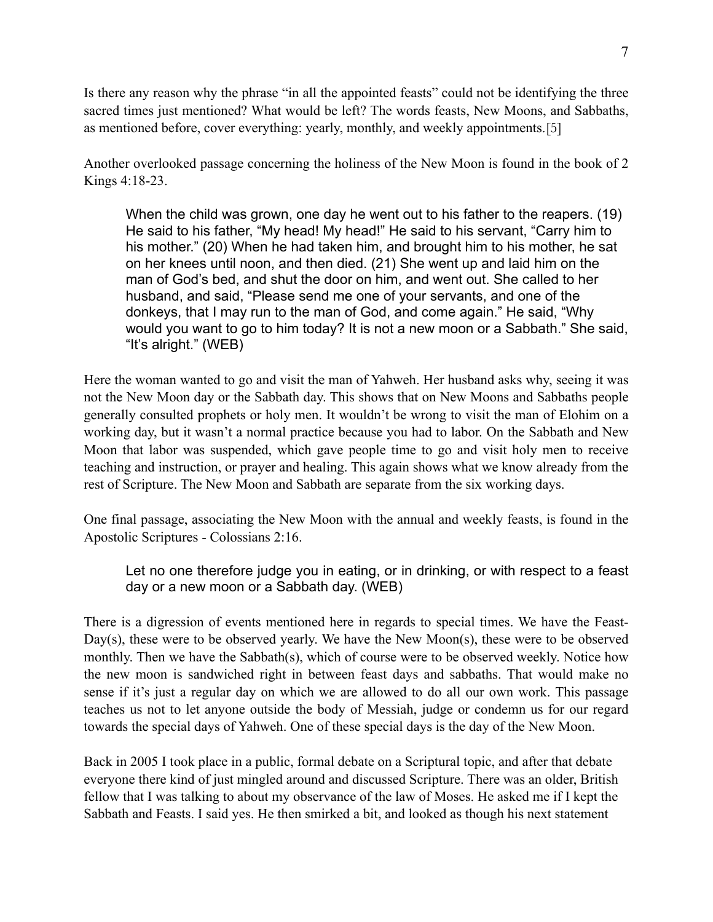Is there any reason why the phrase "in all the appointed feasts" could not be identifying the three sacred times just mentioned? What would be left? The words feasts, New Moons, and Sabbaths, as mentioned before, cover everything: yearly, monthly, and weekly appointments.[5]

Another overlooked passage concerning the holiness of the New Moon is found in the book of 2 Kings 4:18-23.

> When the child was grown, one day he went out to his father to the reapers. (19) He said to his father, "My head! My head!" He said to his servant, "Carry him to his mother." (20) When he had taken him, and brought him to his mother, he sat on her knees until noon, and then died. (21) She went up and laid him on the man of God's bed, and shut the door on him, and went out. She called to her husband, and said, "Please send me one of your servants, and one of the donkeys, that I may run to the man of God, and come again." He said, "Why would you want to go to him today? It is not a new moon or a Sabbath." She said, "It's alright." (WEB)

Here the woman wanted to go and visit the man of Yahweh. Her husband asks why, seeing it was not the New Moon day or the Sabbath day. This shows that on New Moons and Sabbaths people generally consulted prophets or holy men. It wouldn't be wrong to visit the man of Elohim on a working day, but it wasn't a normal practice because you had to labor. On the Sabbath and New Moon that labor was suspended, which gave people time to go and visit holy men to receive teaching and instruction, or prayer and healing. This again shows what we know already from the rest of Scripture. The New Moon and Sabbath are separate from the six working days.

One final passage, associating the New Moon with the annual and weekly feasts, is found in the Apostolic Scriptures - Colossians 2:16.

> Let no one therefore judge you in eating, or in drinking, or with respect to a feast day or a new moon or a Sabbath day. (WEB)

There is a digression of events mentioned here in regards to special times. We have the Feast-Day(s), these were to be observed yearly. We have the New Moon(s), these were to be observed monthly. Then we have the Sabbath(s), which of course were to be observed weekly. Notice how the new moon is sandwiched right in between feast days and sabbaths. That would make no sense if it's just a regular day on which we are allowed to do all our own work. This passage teaches us not to let anyone outside the body of Messiah, judge or condemn us for our regard towards the special days of Yahweh. One of these special days is the day of the New Moon.

Back in 2005 I took place in a public, formal debate on a Scriptural topic, and after that debate everyone there kind of just mingled around and discussed Scripture. There was an older, British fellow that I was talking to about my observance of the law of Moses. He asked me if I kept the Sabbath and Feasts. I said yes. He then smirked a bit, and looked as though his next statement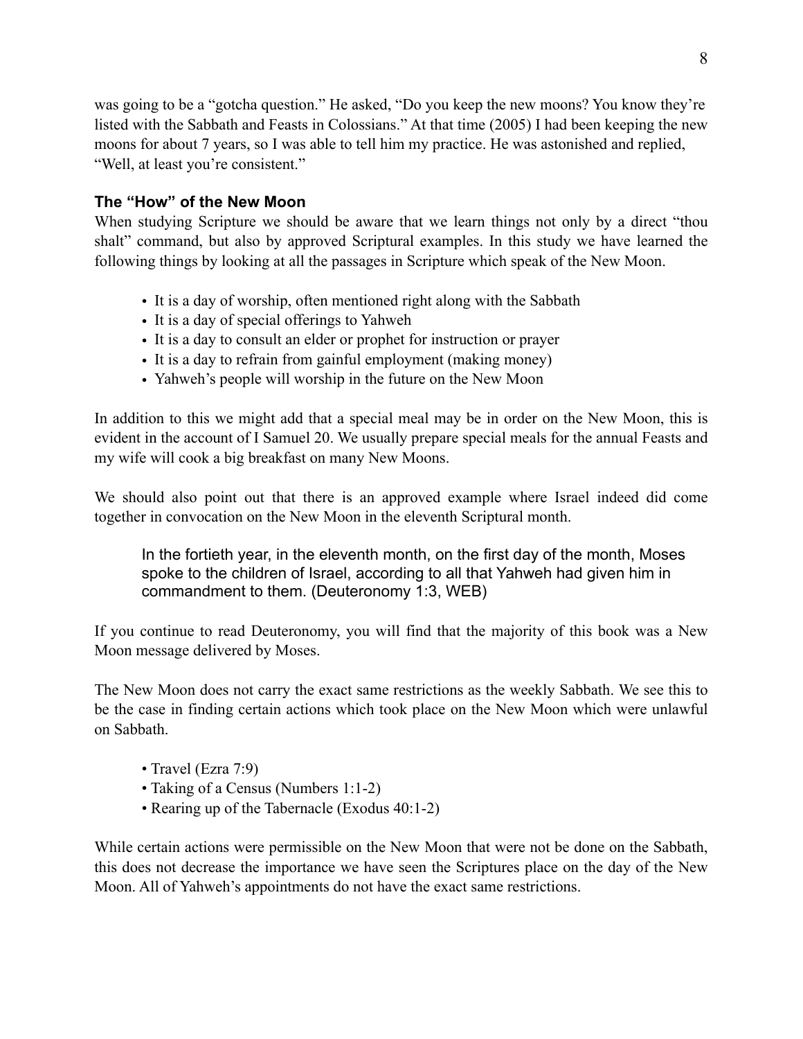was going to be a “gotcha question.” He asked, “Do you keep the new moons? You know they’re listed with the Sabbath and Feasts in Colossians.” At that time (2005) I had been keeping the new moons for about 7 years, so I was able to tell him my practice. He was astonished and replied, “Well, at least you’re consistent.”

### The “How” of the New Moon

When studying Scripture we should be aware that we learn things not only by a direct “thou shalt” command, but also by approved Scriptural examples. In this study we have learned the following things by looking at all the passages in Scripture which speak of the New Moon.

- It is a day of worship, often mentioned right along with the Sabbath
- It is a day of special offerings to Yahweh
- It is a day to consult an elder or prophet for instruction or prayer
- It is a day to refrain from gainful employment (making money)
- Yahweh’s people will worship in the future on the New Moon

In addition to this we might add that a special meal may be in order on the New Moon, this is evident in the account of I Samuel 20. We usually prepare special meals for the annual Feasts and my wife will cook a big breakfast on many New Moons.

We should also point out that there is an approved example where Israel indeed did come together in convocation on the New Moon in the eleventh Scriptural month.

> In the fortieth year, in the eleventh month, on the first day of the month, Moses spoke to the children of Israel, according to all that Yahweh had given him in commandment to them. (Deuteronomy 1:3, WEB)

If you continue to read Deuteronomy, you will find that the majority of this book was a New Moon message delivered by Moses.

The New Moon does not carry the exact same restrictions as the weekly Sabbath. We see this to be the case in finding certain actions which took place on the New Moon which were unlawful on Sabbath.

- Travel (Ezra 7:9)
- Taking of a Census (Numbers 1:1-2)
- Rearing up of the Tabernacle (Exodus 40:1-2)

While certain actions were permissible on the New Moon that were not be done on the Sabbath, this does not decrease the importance we have seen the Scriptures place on the day of the New Moon. All of Yahweh’s appointments do not have the exact same restrictions.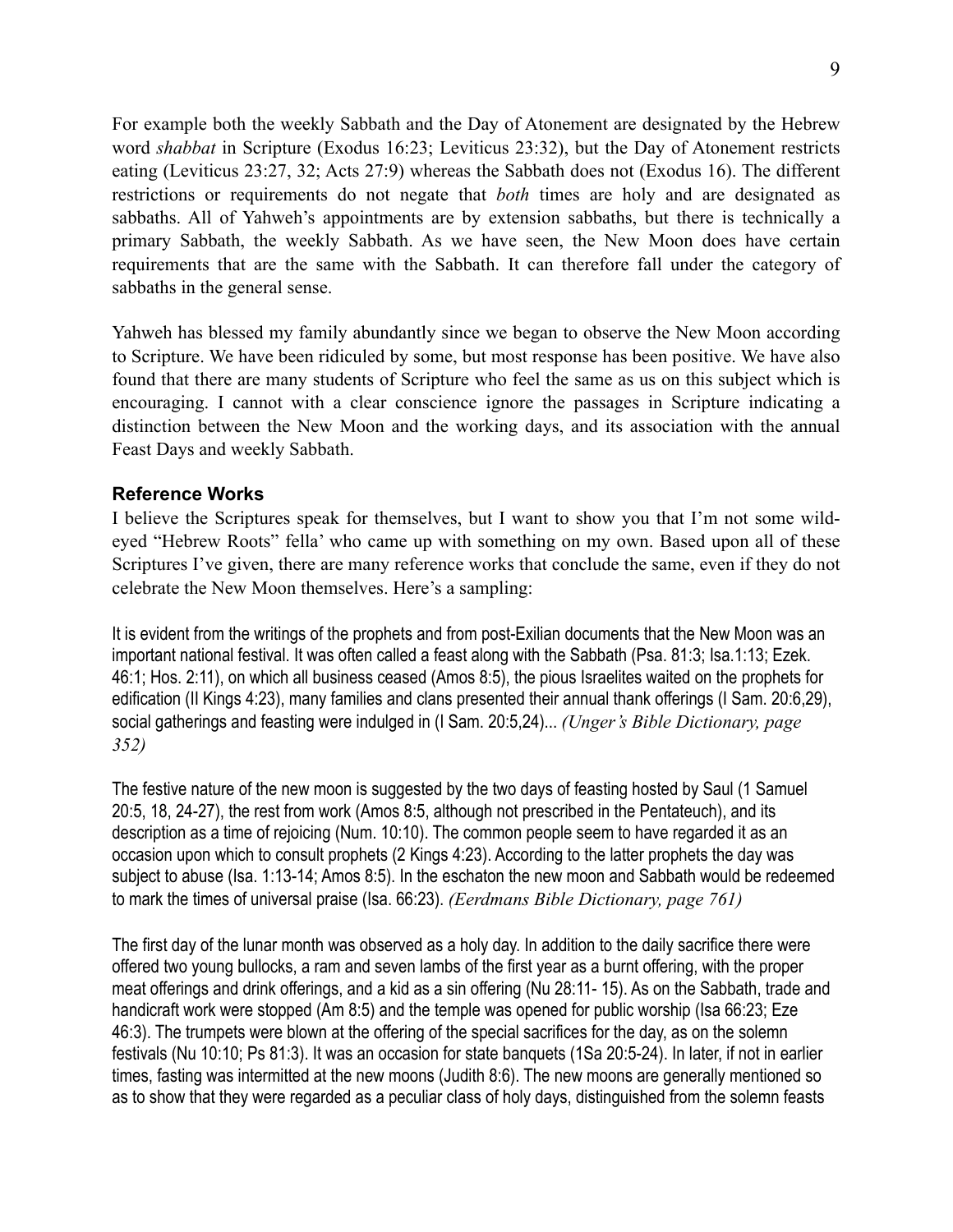For example both the weekly Sabbath and the Day of Atonement are designated by the Hebrew word *shabbat* in Scripture (Exodus 16:23; Leviticus 23:32), but the Day of Atonement restricts eating (Leviticus 23:27, 32; Acts 27:9) whereas the Sabbath does not (Exodus 16). The different restrictions or requirements do not negate that *both* times are holy and are designated as sabbaths. All of Yahweh's appointments are by extension sabbaths, but there is technically a primary Sabbath, the weekly Sabbath. As we have seen, the New Moon does have certain requirements that are the same with the Sabbath. It can therefore fall under the category of sabbaths in the general sense.

Yahweh has blessed my family abundantly since we began to observe the New Moon according to Scripture. We have been ridiculed by some, but most response has been positive. We have also found that there are many students of Scripture who feel the same as us on this subject which is encouraging. I cannot with a clear conscience ignore the passages in Scripture indicating a distinction between the New Moon and the working days, and its association with the annual Feast Days and weekly Sabbath.

### Reference Works

I believe the Scriptures speak for themselves, but I want to show you that I'm not some wild-eyed "Hebrew Roots" fella' who came up with something on my own. Based upon all of these Scriptures I've given, there are many reference works that conclude the same, even if they do not celebrate the New Moon themselves. Here's a sampling:

It is evident from the writings of the prophets and from post-Exilian documents that the New Moon was an important national festival. It was often called a feast along with the Sabbath (Psa. 81:3; Isa.1:13; Ezek. 46:1; Hos. 2:11), on which all business ceased (Amos 8:5), the pious Israelites waited on the prophets for edification (II Kings 4:23), many families and clans presented their annual thank offerings (I Sam. 20:6,29), social gatherings and feasting were indulged in (I Sam. 20:5,24)... *(Unger's Bible Dictionary, page 352)*

The festive nature of the new moon is suggested by the two days of feasting hosted by Saul (1 Samuel 20:5, 18, 24-27), the rest from work (Amos 8:5, although not prescribed in the Pentateuch), and its description as a time of rejoicing (Num. 10:10). The common people seem to have regarded it as an occasion upon which to consult prophets (2 Kings 4:23). According to the latter prophets the day was subject to abuse (Isa. 1:13-14; Amos 8:5). In the eschaton the new moon and Sabbath would be redeemed to mark the times of universal praise (Isa. 66:23). *(Eerdmans Bible Dictionary, page 761)*

The first day of the lunar month was observed as a holy day. In addition to the daily sacrifice there were offered two young bullocks, a ram and seven lambs of the first year as a burnt offering, with the proper meat offerings and drink offerings, and a kid as a sin offering (Nu 28:11- 15). As on the Sabbath, trade and handicraft work were stopped (Am 8:5) and the temple was opened for public worship (Isa 66:23; Eze 46:3). The trumpets were blown at the offering of the special sacrifices for the day, as on the solemn festivals (Nu 10:10; Ps 81:3). It was an occasion for state banquets (1Sa 20:5-24). In later, if not in earlier times, fasting was intermitted at the new moons (Judith 8:6). The new moons are generally mentioned so as to show that they were regarded as a peculiar class of holy days, distinguished from the solemn feasts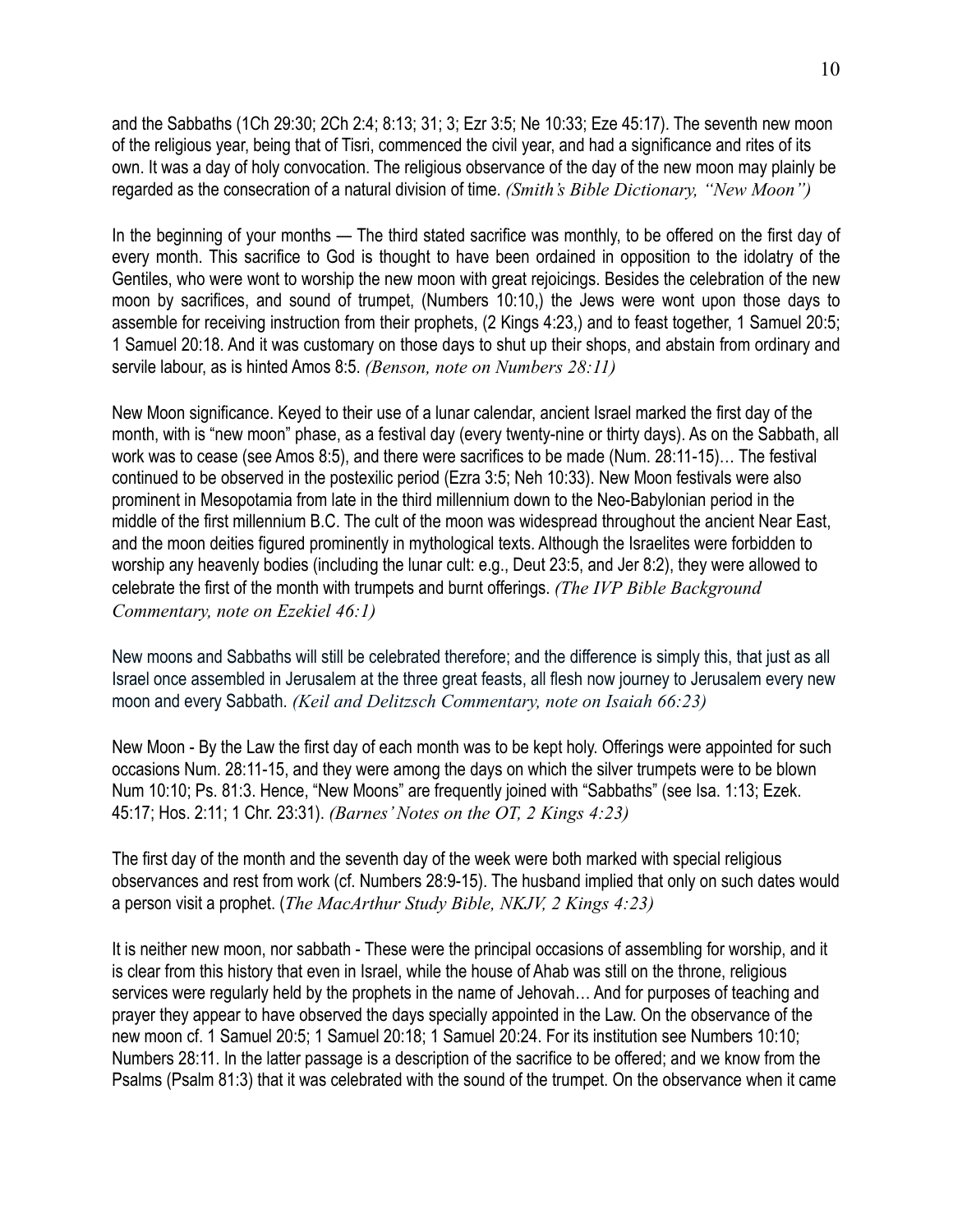and the Sabbaths (1Ch 29:30; 2Ch 2:4; 8:13; 31; 3; Ezr 3:5; Ne 10:33; Eze 45:17). The seventh new moon of the religious year, being that of Tisri, commenced the civil year, and had a significance and rites of its own. It was a day of holy convocation. The religious observance of the day of the new moon may plainly be regarded as the consecration of a natural division of time. *(Smith's Bible Dictionary, "New Moon")*

In the beginning of your months — The third stated sacrifice was monthly, to be offered on the first day of every month. This sacrifice to God is thought to have been ordained in opposition to the idolatry of the Gentiles, who were wont to worship the new moon with great rejoicings. Besides the celebration of the new moon by sacrifices, and sound of trumpet, (Numbers 10:10,) the Jews were wont upon those days to assemble for receiving instruction from their prophets, (2 Kings 4:23,) and to feast together, 1 Samuel 20:5; 1 Samuel 20:18. And it was customary on those days to shut up their shops, and abstain from ordinary and servile labour, as is hinted Amos 8:5. *(Benson, note on Numbers 28:11)*

New Moon significance. Keyed to their use of a lunar calendar, ancient Israel marked the first day of the month, with is "new moon" phase, as a festival day (every twenty-nine or thirty days). As on the Sabbath, all work was to cease (see Amos 8:5), and there were sacrifices to be made (Num. 28:11-15)… The festival continued to be observed in the postexilic period (Ezra 3:5; Neh 10:33). New Moon festivals were also prominent in Mesopotamia from late in the third millennium down to the Neo-Babylonian period in the middle of the first millennium B.C. The cult of the moon was widespread throughout the ancient Near East, and the moon deities figured prominently in mythological texts. Although the Israelites were forbidden to worship any heavenly bodies (including the lunar cult: e.g., Deut 23:5, and Jer 8:2), they were allowed to celebrate the first of the month with trumpets and burnt offerings. *(The IVP Bible Background Commentary, note on Ezekiel 46:1)*

New moons and Sabbaths will still be celebrated therefore; and the difference is simply this, that just as all Israel once assembled in Jerusalem at the three great feasts, all flesh now journey to Jerusalem every new moon and every Sabbath. *(Keil and Delitzsch Commentary, note on Isaiah 66:23)*

New Moon - By the Law the first day of each month was to be kept holy. Offerings were appointed for such occasions Num. 28:11-15, and they were among the days on which the silver trumpets were to be blown Num 10:10; Ps. 81:3. Hence, "New Moons" are frequently joined with "Sabbaths" (see Isa. 1:13; Ezek. 45:17; Hos. 2:11; 1 Chr. 23:31). *(Barnes' Notes on the OT, 2 Kings 4:23)*

The first day of the month and the seventh day of the week were both marked with special religious observances and rest from work (cf. Numbers 28:9-15). The husband implied that only on such dates would a person visit a prophet. (*The MacArthur Study Bible, NKJV, 2 Kings 4:23)*

It is neither new moon, nor sabbath - These were the principal occasions of assembling for worship, and it is clear from this history that even in Israel, while the house of Ahab was still on the throne, religious services were regularly held by the prophets in the name of Jehovah… And for purposes of teaching and prayer they appear to have observed the days specially appointed in the Law. On the observance of the new moon cf. 1 Samuel 20:5; 1 Samuel 20:18; 1 Samuel 20:24. For its institution see Numbers 10:10; Numbers 28:11. In the latter passage is a description of the sacrifice to be offered; and we know from the Psalms (Psalm 81:3) that it was celebrated with the sound of the trumpet. On the observance when it came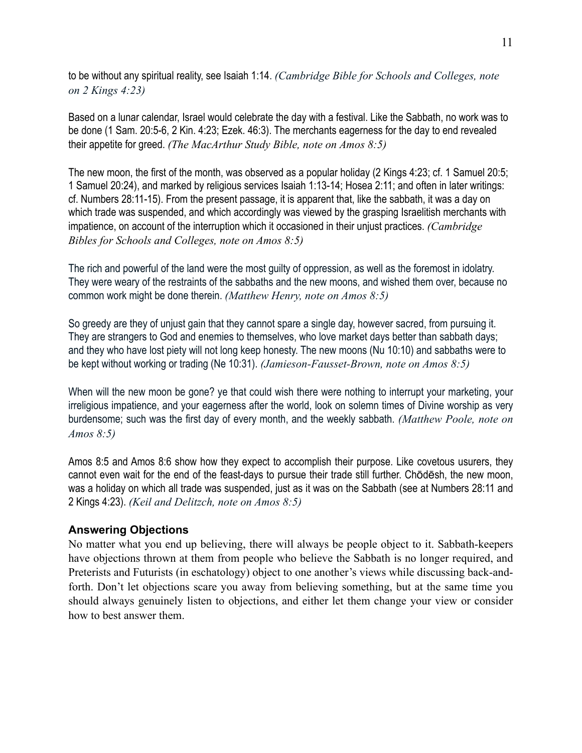to be without any spiritual reality, see Isaiah 1:14. *(Cambridge Bible for Schools and Colleges, note on 2 Kings 4:23)*

Based on a lunar calendar, Israel would celebrate the day with a festival. Like the Sabbath, no work was to be done (1 Sam. 20:5-6, 2 Kin. 4:23; Ezek. 46:3). The merchants eagerness for the day to end revealed their appetite for greed. *(The MacArthur Study Bible, note on Amos 8:5)*

The new moon, the first of the month, was observed as a popular holiday (2 Kings 4:23; cf. 1 Samuel 20:5; 1 Samuel 20:24), and marked by religious services Isaiah 1:13-14; Hosea 2:11; and often in later writings: cf. Numbers 28:11-15). From the present passage, it is apparent that, like the sabbath, it was a day on which trade was suspended, and which accordingly was viewed by the grasping Israelitish merchants with impatience, on account of the interruption which it occasioned in their unjust practices. *(Cambridge Bibles for Schools and Colleges, note on Amos 8:5)*

The rich and powerful of the land were the most guilty of oppression, as well as the foremost in idolatry. They were weary of the restraints of the sabbaths and the new moons, and wished them over, because no common work might be done therein. *(Matthew Henry, note on Amos 8:5)*

So greedy are they of unjust gain that they cannot spare a single day, however sacred, from pursuing it. They are strangers to God and enemies to themselves, who love market days better than sabbath days; and they who have lost piety will not long keep honesty. The new moons (Nu 10:10) and sabbaths were to be kept without working or trading (Ne 10:31). *(Jamieson-Fausset-Brown, note on Amos 8:5)*

When will the new moon be gone? ye that could wish there were nothing to interrupt your marketing, your irreligious impatience, and your eagerness after the world, look on solemn times of Divine worship as very burdensome; such was the first day of every month, and the weekly sabbath. *(Matthew Poole, note on Amos 8:5)*

Amos 8:5 and Amos 8:6 show how they expect to accomplish their purpose. Like covetous usurers, they cannot even wait for the end of the feast-days to pursue their trade still further. Chōdēsh, the new moon, was a holiday on which all trade was suspended, just as it was on the Sabbath (see at Numbers 28:11 and 2 Kings 4:23). *(Keil and Delitzch, note on Amos 8:5)*

### Answering Objections

No matter what you end up believing, there will always be people object to it. Sabbath-keepers have objections thrown at them from people who believe the Sabbath is no longer required, and Preterists and Futurists (in eschatology) object to one another's views while discussing back-and-forth. Don't let objections scare you away from believing something, but at the same time you should always genuinely listen to objections, and either let them change your view or consider how to best answer them.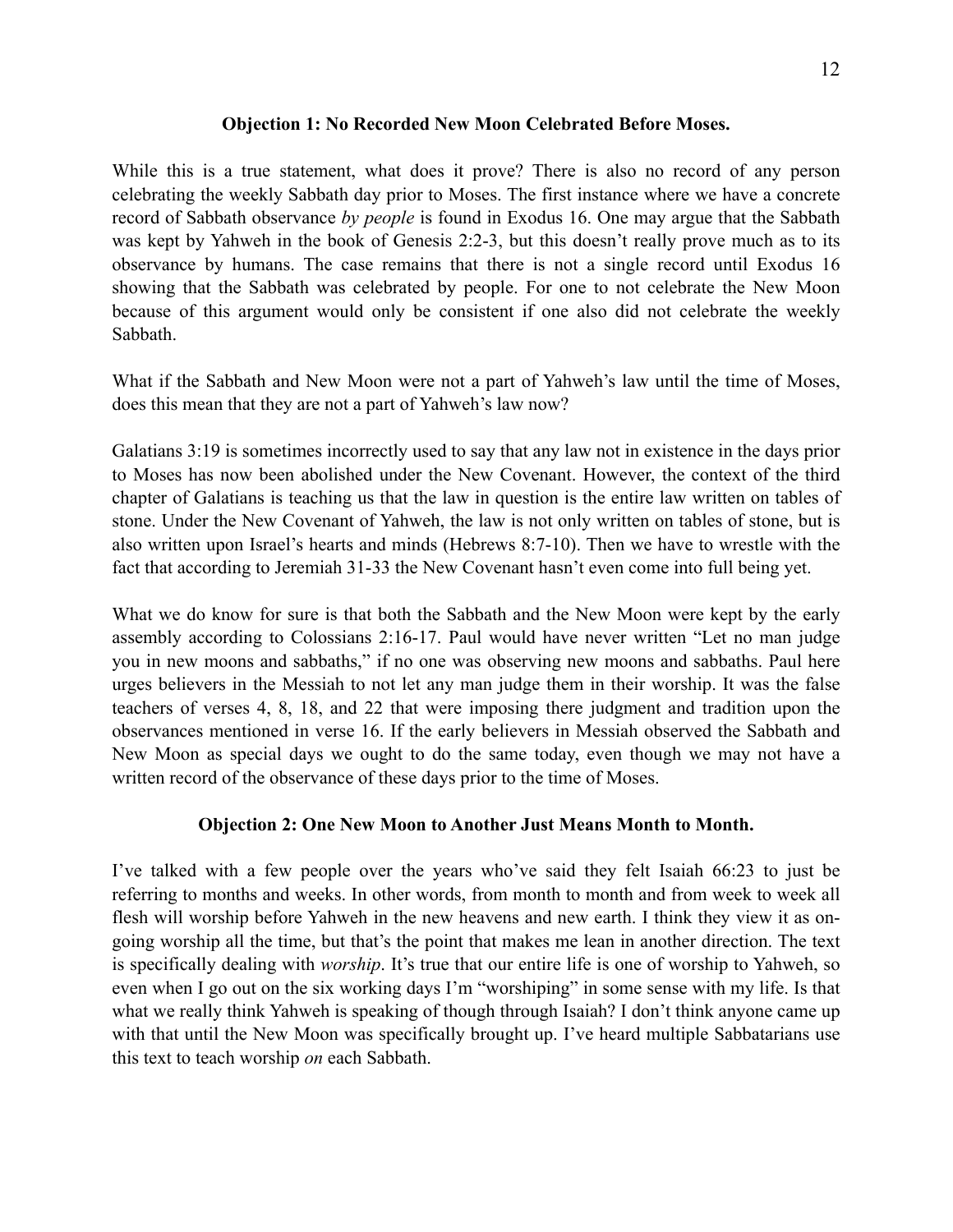### Objection 1: No Recorded New Moon Celebrated Before Moses.

While this is a true statement, what does it prove? There is also no record of any person celebrating the weekly Sabbath day prior to Moses. The first instance where we have a concrete record of Sabbath observance *by people* is found in Exodus 16. One may argue that the Sabbath was kept by Yahweh in the book of Genesis 2:2-3, but this doesn't really prove much as to its observance by humans. The case remains that there is not a single record until Exodus 16 showing that the Sabbath was celebrated by people. For one to not celebrate the New Moon because of this argument would only be consistent if one also did not celebrate the weekly Sabbath.

What if the Sabbath and New Moon were not a part of Yahweh's law until the time of Moses, does this mean that they are not a part of Yahweh's law now?

Galatians 3:19 is sometimes incorrectly used to say that any law not in existence in the days prior to Moses has now been abolished under the New Covenant. However, the context of the third chapter of Galatians is teaching us that the law in question is the entire law written on tables of stone. Under the New Covenant of Yahweh, the law is not only written on tables of stone, but is also written upon Israel's hearts and minds (Hebrews 8:7-10). Then we have to wrestle with the fact that according to Jeremiah 31-33 the New Covenant hasn't even come into full being yet.

What we do know for sure is that both the Sabbath and the New Moon were kept by the early assembly according to Colossians 2:16-17. Paul would have never written "Let no man judge you in new moons and sabbaths," if no one was observing new moons and sabbaths. Paul here urges believers in the Messiah to not let any man judge them in their worship. It was the false teachers of verses 4, 8, 18, and 22 that were imposing there judgment and tradition upon the observances mentioned in verse 16. If the early believers in Messiah observed the Sabbath and New Moon as special days we ought to do the same today, even though we may not have a written record of the observance of these days prior to the time of Moses.

### Objection 2: One New Moon to Another Just Means Month to Month.

I've talked with a few people over the years who've said they felt Isaiah 66:23 to just be referring to months and weeks. In other words, from month to month and from week to week all flesh will worship before Yahweh in the new heavens and new earth. I think they view it as on-going worship all the time, but that's the point that makes me lean in another direction. The text is specifically dealing with *worship*. It's true that our entire life is one of worship to Yahweh, so even when I go out on the six working days I'm "worshiping" in some sense with my life. Is that what we really think Yahweh is speaking of though through Isaiah? I don't think anyone came up with that until the New Moon was specifically brought up. I've heard multiple Sabbatarians use this text to teach worship *on* each Sabbath.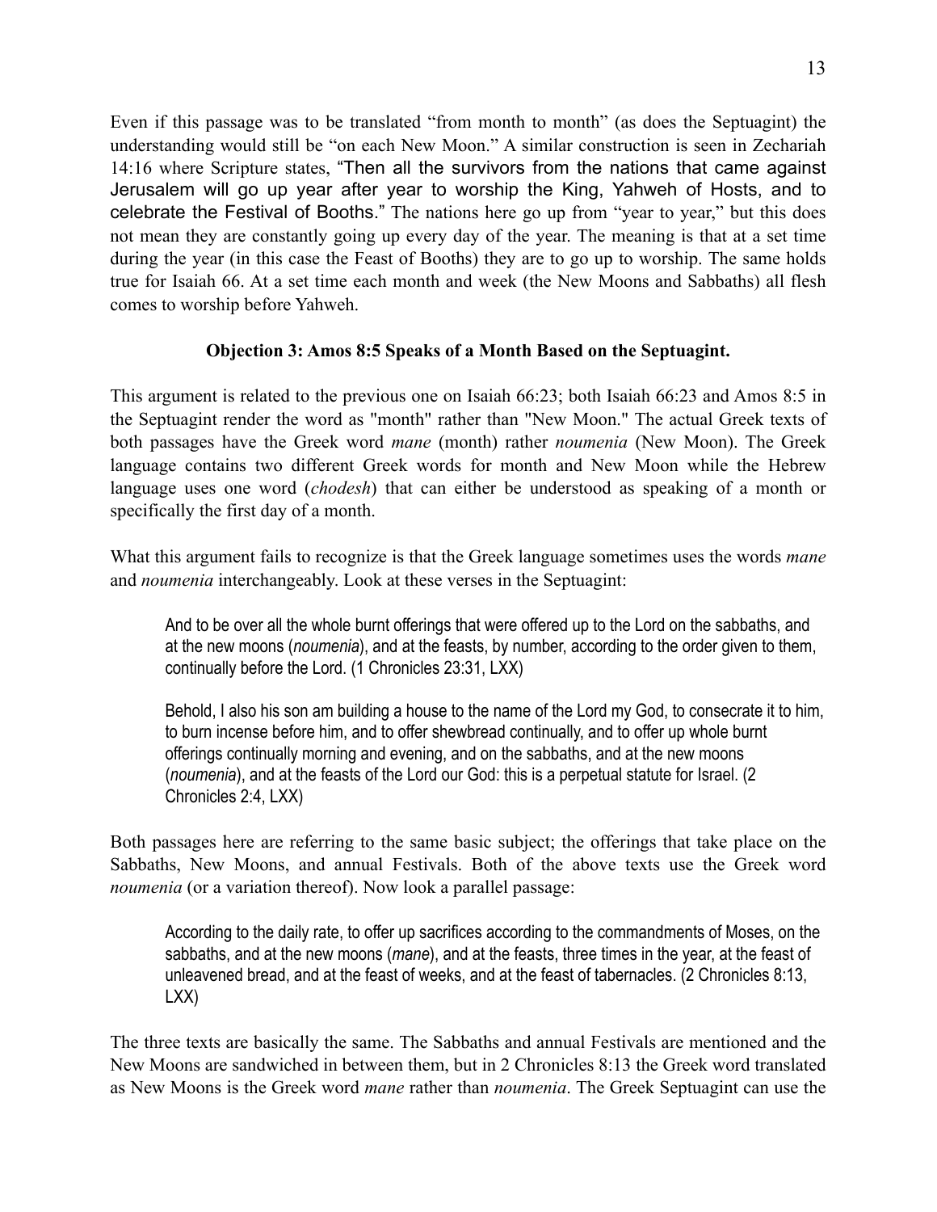Even if this passage was to be translated "from month to month" (as does the Septuagint) the understanding would still be "on each New Moon." A similar construction is seen in Zechariah 14:16 where Scripture states, "Then all the survivors from the nations that came against Jerusalem will go up year after year to worship the King, Yahweh of Hosts, and to celebrate the Festival of Booths." The nations here go up from "year to year," but this does not mean they are constantly going up every day of the year. The meaning is that at a set time during the year (in this case the Feast of Booths) they are to go up to worship. The same holds true for Isaiah 66. At a set time each month and week (the New Moons and Sabbaths) all flesh comes to worship before Yahweh.

**Objection 3: Amos 8:5 Speaks of a Month Based on the Septuagint.**

This argument is related to the previous one on Isaiah 66:23; both Isaiah 66:23 and Amos 8:5 in the Septuagint render the word as "month" rather than "New Moon." The actual Greek texts of both passages have the Greek word *mane* (month) rather *noumenia* (New Moon). The Greek language contains two different Greek words for month and New Moon while the Hebrew language uses one word (*chodesh*) that can either be understood as speaking of a month or specifically the first day of a month.

What this argument fails to recognize is that the Greek language sometimes uses the words *mane* and *noumenia* interchangeably. Look at these verses in the Septuagint:

> And to be over all the whole burnt offerings that were offered up to the Lord on the sabbaths, and at the new moons (*noumenia*), and at the feasts, by number, according to the order given to them, continually before the Lord. (1 Chronicles 23:31, LXX)

> Behold, I also his son am building a house to the name of the Lord my God, to consecrate it to him, to burn incense before him, and to offer shewbread continually, and to offer up whole burnt offerings continually morning and evening, and on the sabbaths, and at the new moons (*noumenia*), and at the feasts of the Lord our God: this is a perpetual statute for Israel. (2 Chronicles 2:4, LXX)

Both passages here are referring to the same basic subject; the offerings that take place on the Sabbaths, New Moons, and annual Festivals. Both of the above texts use the Greek word *noumenia* (or a variation thereof). Now look a parallel passage:

> According to the daily rate, to offer up sacrifices according to the commandments of Moses, on the sabbaths, and at the new moons (*mane*), and at the feasts, three times in the year, at the feast of unleavened bread, and at the feast of weeks, and at the feast of tabernacles. (2 Chronicles 8:13, LXX)

The three texts are basically the same. The Sabbaths and annual Festivals are mentioned and the New Moons are sandwiched in between them, but in 2 Chronicles 8:13 the Greek word translated as New Moons is the Greek word *mane* rather than *noumenia*. The Greek Septuagint can use the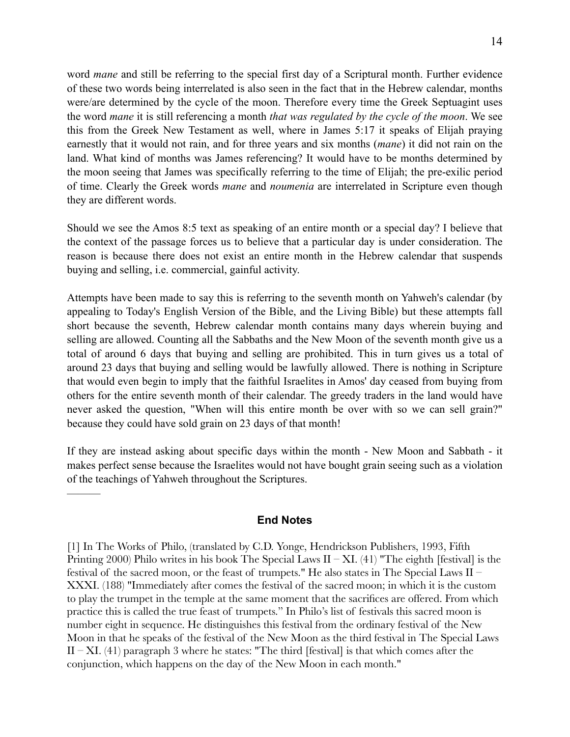word *mane* and still be referring to the special first day of a Scriptural month. Further evidence of these two words being interrelated is also seen in the fact that in the Hebrew calendar, months were/are determined by the cycle of the moon. Therefore every time the Greek Septuagint uses the word *mane* it is still referencing a month *that was regulated by the cycle of the moon*. We see this from the Greek New Testament as well, where in James 5:17 it speaks of Elijah praying earnestly that it would not rain, and for three years and six months (*mane*) it did not rain on the land. What kind of months was James referencing? It would have to be months determined by the moon seeing that James was specifically referring to the time of Elijah; the pre-exilic period of time. Clearly the Greek words *mane* and *noumenia* are interrelated in Scripture even though they are different words.

Should we see the Amos 8:5 text as speaking of an entire month or a special day? I believe that the context of the passage forces us to believe that a particular day is under consideration. The reason is because there does not exist an entire month in the Hebrew calendar that suspends buying and selling, i.e. commercial, gainful activity.

Attempts have been made to say this is referring to the seventh month on Yahweh's calendar (by appealing to Today's English Version of the Bible, and the Living Bible) but these attempts fall short because the seventh, Hebrew calendar month contains many days wherein buying and selling are allowed. Counting all the Sabbaths and the New Moon of the seventh month give us a total of around 6 days that buying and selling are prohibited. This in turn gives us a total of around 23 days that buying and selling would be lawfully allowed. There is nothing in Scripture that would even begin to imply that the faithful Israelites in Amos' day ceased from buying from others for the entire seventh month of their calendar. The greedy traders in the land would have never asked the question, "When will this entire month be over with so we can sell grain?" because they could have sold grain on 23 days of that month!

If they are instead asking about specific days within the month - New Moon and Sabbath - it makes perfect sense because the Israelites would not have bought grain seeing such as a violation of the teachings of Yahweh throughout the Scriptures.

———

## End Notes

[1] In The Works of Philo, (translated by C.D. Yonge, Hendrickson Publishers, 1993, Fifth Printing 2000) Philo writes in his book The Special Laws II – XI. (41) "The eighth [festival] is the festival of the sacred moon, or the feast of trumpets." He also states in The Special Laws II – XXXI. (188) "Immediately after comes the festival of the sacred moon; in which it is the custom to play the trumpet in the temple at the same moment that the sacrifices are offered. From which practice this is called the true feast of trumpets." In Philo's list of festivals this sacred moon is number eight in sequence. He distinguishes this festival from the ordinary festival of the New Moon in that he speaks of the festival of the New Moon as the third festival in The Special Laws II – XI. (41) paragraph 3 where he states: "The third [festival] is that which comes after the conjunction, which happens on the day of the New Moon in each month."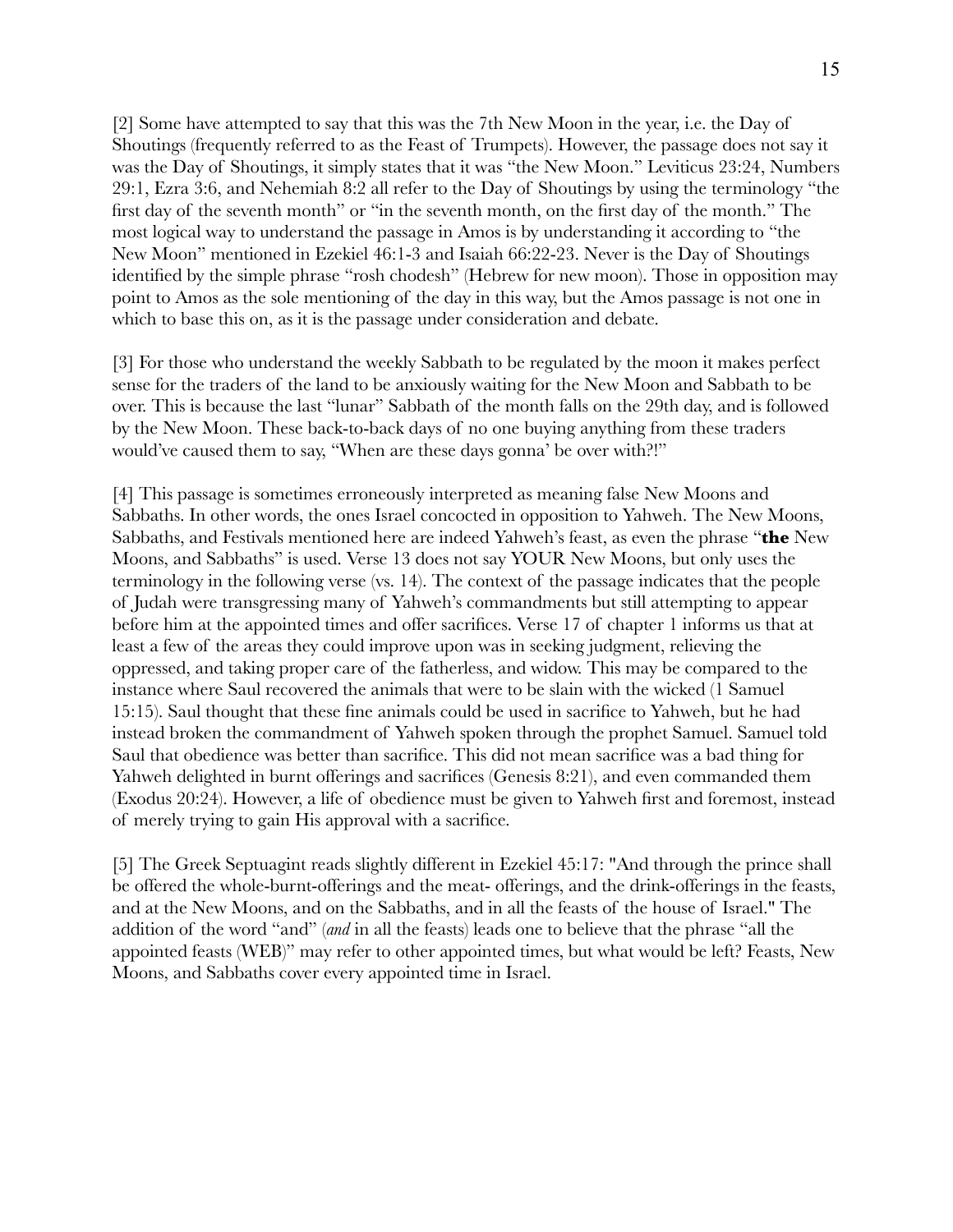[2] Some have attempted to say that this was the 7th New Moon in the year, i.e. the Day of Shoutings (frequently referred to as the Feast of Trumpets). However, the passage does not say it was the Day of Shoutings, it simply states that it was "the New Moon." Leviticus 23:24, Numbers 29:1, Ezra 3:6, and Nehemiah 8:2 all refer to the Day of Shoutings by using the terminology "the first day of the seventh month" or "in the seventh month, on the first day of the month." The most logical way to understand the passage in Amos is by understanding it according to "the New Moon" mentioned in Ezekiel 46:1-3 and Isaiah 66:22-23. Never is the Day of Shoutings identified by the simple phrase "rosh chodesh" (Hebrew for new moon). Those in opposition may point to Amos as the sole mentioning of the day in this way, but the Amos passage is not one in which to base this on, as it is the passage under consideration and debate.

[3] For those who understand the weekly Sabbath to be regulated by the moon it makes perfect sense for the traders of the land to be anxiously waiting for the New Moon and Sabbath to be over. This is because the last "lunar" Sabbath of the month falls on the 29th day, and is followed by the New Moon. These back-to-back days of no one buying anything from these traders would've caused them to say, "When are these days gonna' be over with?!"

[4] This passage is sometimes erroneously interpreted as meaning false New Moons and Sabbaths. In other words, the ones Israel concocted in opposition to Yahweh. The New Moons, Sabbaths, and Festivals mentioned here are indeed Yahweh's feast, as even the phrase "**the** New Moons, and Sabbaths" is used. Verse 13 does not say YOUR New Moons, but only uses the terminology in the following verse (vs. 14). The context of the passage indicates that the people of Judah were transgressing many of Yahweh's commandments but still attempting to appear before him at the appointed times and offer sacrifices. Verse 17 of chapter 1 informs us that at least a few of the areas they could improve upon was in seeking judgment, relieving the oppressed, and taking proper care of the fatherless, and widow. This may be compared to the instance where Saul recovered the animals that were to be slain with the wicked (1 Samuel 15:15). Saul thought that these fine animals could be used in sacrifice to Yahweh, but he had instead broken the commandment of Yahweh spoken through the prophet Samuel. Samuel told Saul that obedience was better than sacrifice. This did not mean sacrifice was a bad thing for Yahweh delighted in burnt offerings and sacrifices (Genesis 8:21), and even commanded them (Exodus 20:24). However, a life of obedience must be given to Yahweh first and foremost, instead of merely trying to gain His approval with a sacrifice.

[5] The Greek Septuagint reads slightly different in Ezekiel 45:17: "And through the prince shall be offered the whole-burnt-offerings and the meat- offerings, and the drink-offerings in the feasts, and at the New Moons, and on the Sabbaths, and in all the feasts of the house of Israel." The addition of the word "and" (*and* in all the feasts) leads one to believe that the phrase "all the appointed feasts (WEB)" may refer to other appointed times, but what would be left? Feasts, New Moons, and Sabbaths cover every appointed time in Israel.